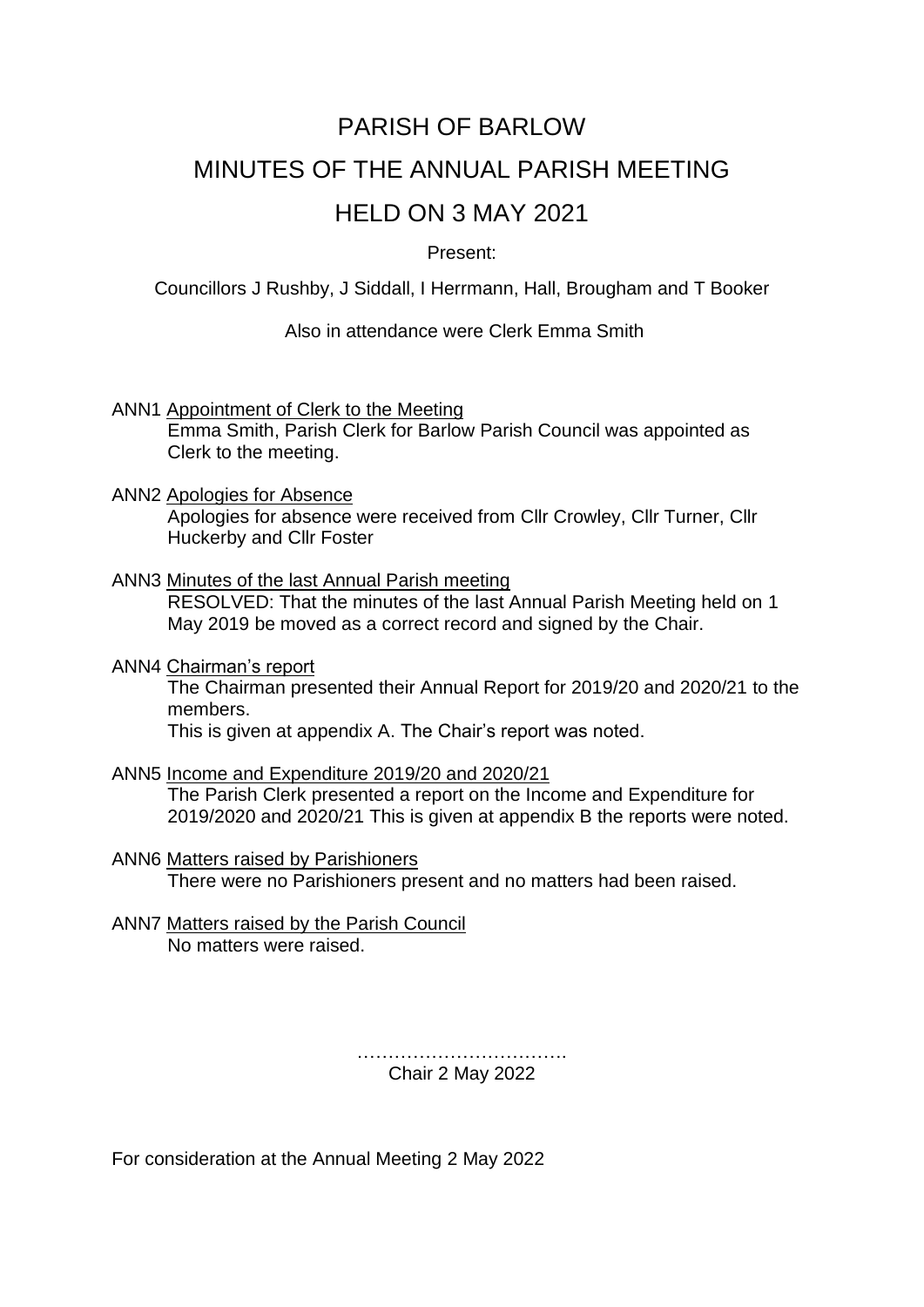# PARISH OF BARLOW

# MINUTES OF THE ANNUAL PARISH MEETING

# HELD ON 3 MAY 2021

Present:

Councillors J Rushby, J Siddall, I Herrmann, Hall, Brougham and T Booker

Also in attendance were Clerk Emma Smith

ANN1 Appointment of Clerk to the Meeting
Emma Smith, Parish Clerk for Barlow Parish Council was appointed as Clerk to the meeting.

ANN2 Apologies for Absence
Apologies for absence were received from Cllr Crowley, Cllr Turner, Cllr Huckerby and Cllr Foster

ANN3 Minutes of the last Annual Parish meeting
RESOLVED: That the minutes of the last Annual Parish Meeting held on 1 May 2019 be moved as a correct record and signed by the Chair.

ANN4 Chairman's report
The Chairman presented their Annual Report for 2019/20 and 2020/21 to the members.
This is given at appendix A. The Chair's report was noted.

ANN5 Income and Expenditure 2019/20 and 2020/21
The Parish Clerk presented a report on the Income and Expenditure for 2019/2020 and 2020/21 This is given at appendix B the reports were noted.

ANN6 Matters raised by Parishioners
There were no Parishioners present and no matters had been raised.

ANN7 Matters raised by the Parish Council
No matters were raised.

…………………………….
Chair 2 May 2022

For consideration at the Annual Meeting 2 May 2022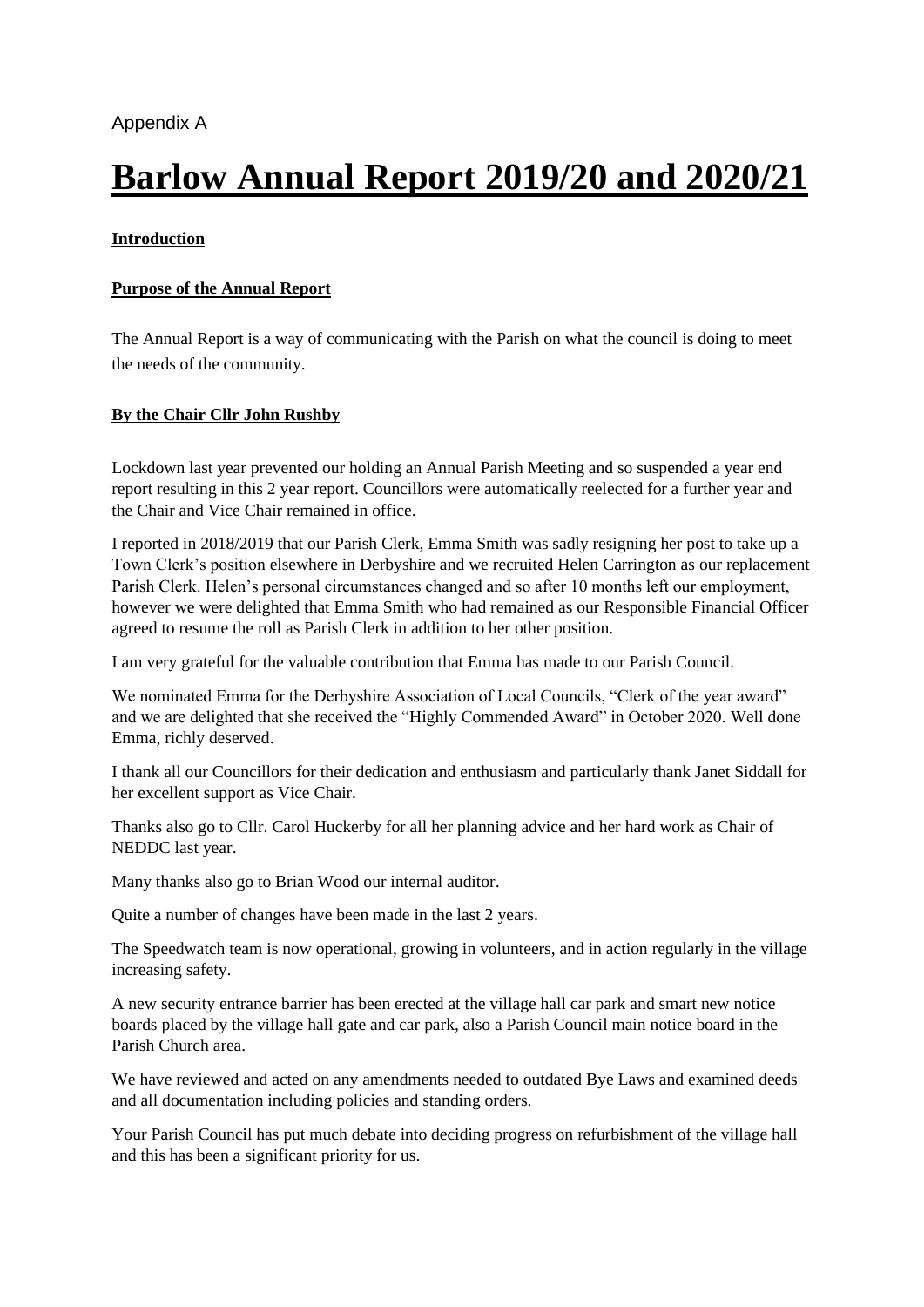Appendix A

# Barlow Annual Report 2019/20 and 2020/21

**Introduction**

**Purpose of the Annual Report**

The Annual Report is a way of communicating with the Parish on what the council is doing to meet the needs of the community.

**By the Chair Cllr John Rushby**

Lockdown last year prevented our holding an Annual Parish Meeting and so suspended a year end report resulting in this 2 year report. Councillors were automatically reelected for a further year and the Chair and Vice Chair remained in office.

I reported in 2018/2019 that our Parish Clerk, Emma Smith was sadly resigning her post to take up a Town Clerk's position elsewhere in Derbyshire and we recruited Helen Carrington as our replacement Parish Clerk. Helen's personal circumstances changed and so after 10 months left our employment, however we were delighted that Emma Smith who had remained as our Responsible Financial Officer agreed to resume the roll as Parish Clerk in addition to her other position.

I am very grateful for the valuable contribution that Emma has made to our Parish Council.

We nominated Emma for the Derbyshire Association of Local Councils, "Clerk of the year award" and we are delighted that she received the "Highly Commended Award" in October 2020. Well done Emma, richly deserved.

I thank all our Councillors for their dedication and enthusiasm and particularly thank Janet Siddall for her excellent support as Vice Chair.

Thanks also go to Cllr. Carol Huckerby for all her planning advice and her hard work as Chair of NEDDC last year.

Many thanks also go to Brian Wood our internal auditor.

Quite a number of changes have been made in the last 2 years.

The Speedwatch team is now operational, growing in volunteers, and in action regularly in the village increasing safety.

A new security entrance barrier has been erected at the village hall car park and smart new notice boards placed by the village hall gate and car park, also a Parish Council main notice board in the Parish Church area.

We have reviewed and acted on any amendments needed to outdated Bye Laws and examined deeds and all documentation including policies and standing orders.

Your Parish Council has put much debate into deciding progress on refurbishment of the village hall and this has been a significant priority for us.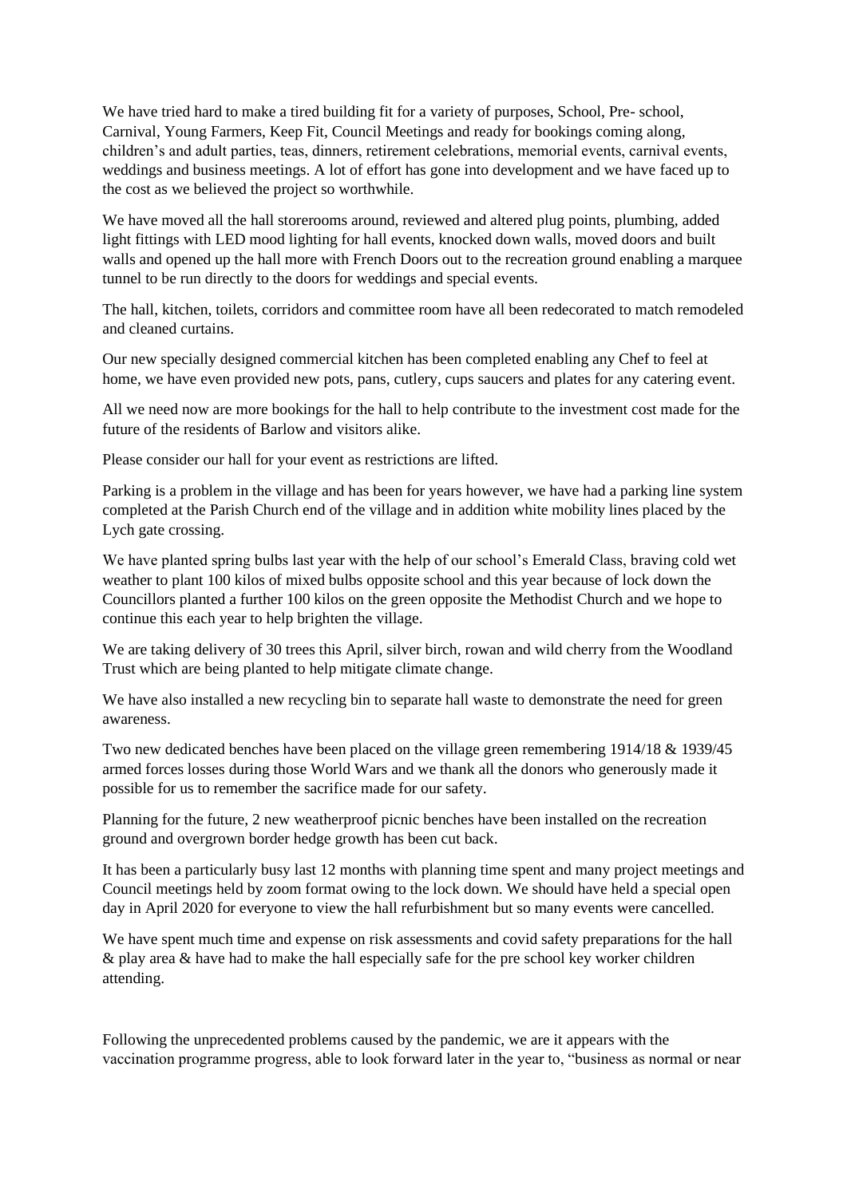We have tried hard to make a tired building fit for a variety of purposes, School, Pre- school, Carnival, Young Farmers, Keep Fit, Council Meetings and ready for bookings coming along, children's and adult parties, teas, dinners, retirement celebrations, memorial events, carnival events, weddings and business meetings. A lot of effort has gone into development and we have faced up to the cost as we believed the project so worthwhile.

We have moved all the hall storerooms around, reviewed and altered plug points, plumbing, added light fittings with LED mood lighting for hall events, knocked down walls, moved doors and built walls and opened up the hall more with French Doors out to the recreation ground enabling a marquee tunnel to be run directly to the doors for weddings and special events.

The hall, kitchen, toilets, corridors and committee room have all been redecorated to match remodeled and cleaned curtains.

Our new specially designed commercial kitchen has been completed enabling any Chef to feel at home, we have even provided new pots, pans, cutlery, cups saucers and plates for any catering event.

All we need now are more bookings for the hall to help contribute to the investment cost made for the future of the residents of Barlow and visitors alike.

Please consider our hall for your event as restrictions are lifted.

Parking is a problem in the village and has been for years however, we have had a parking line system completed at the Parish Church end of the village and in addition white mobility lines placed by the Lych gate crossing.

We have planted spring bulbs last year with the help of our school's Emerald Class, braving cold wet weather to plant 100 kilos of mixed bulbs opposite school and this year because of lock down the Councillors planted a further 100 kilos on the green opposite the Methodist Church and we hope to continue this each year to help brighten the village.

We are taking delivery of 30 trees this April, silver birch, rowan and wild cherry from the Woodland Trust which are being planted to help mitigate climate change.

We have also installed a new recycling bin to separate hall waste to demonstrate the need for green awareness.

Two new dedicated benches have been placed on the village green remembering 1914/18 & 1939/45 armed forces losses during those World Wars and we thank all the donors who generously made it possible for us to remember the sacrifice made for our safety.

Planning for the future, 2 new weatherproof picnic benches have been installed on the recreation ground and overgrown border hedge growth has been cut back.

It has been a particularly busy last 12 months with planning time spent and many project meetings and Council meetings held by zoom format owing to the lock down. We should have held a special open day in April 2020 for everyone to view the hall refurbishment but so many events were cancelled.

We have spent much time and expense on risk assessments and covid safety preparations for the hall & play area & have had to make the hall especially safe for the pre school key worker children attending.

Following the unprecedented problems caused by the pandemic, we are it appears with the vaccination programme progress, able to look forward later in the year to, "business as normal or near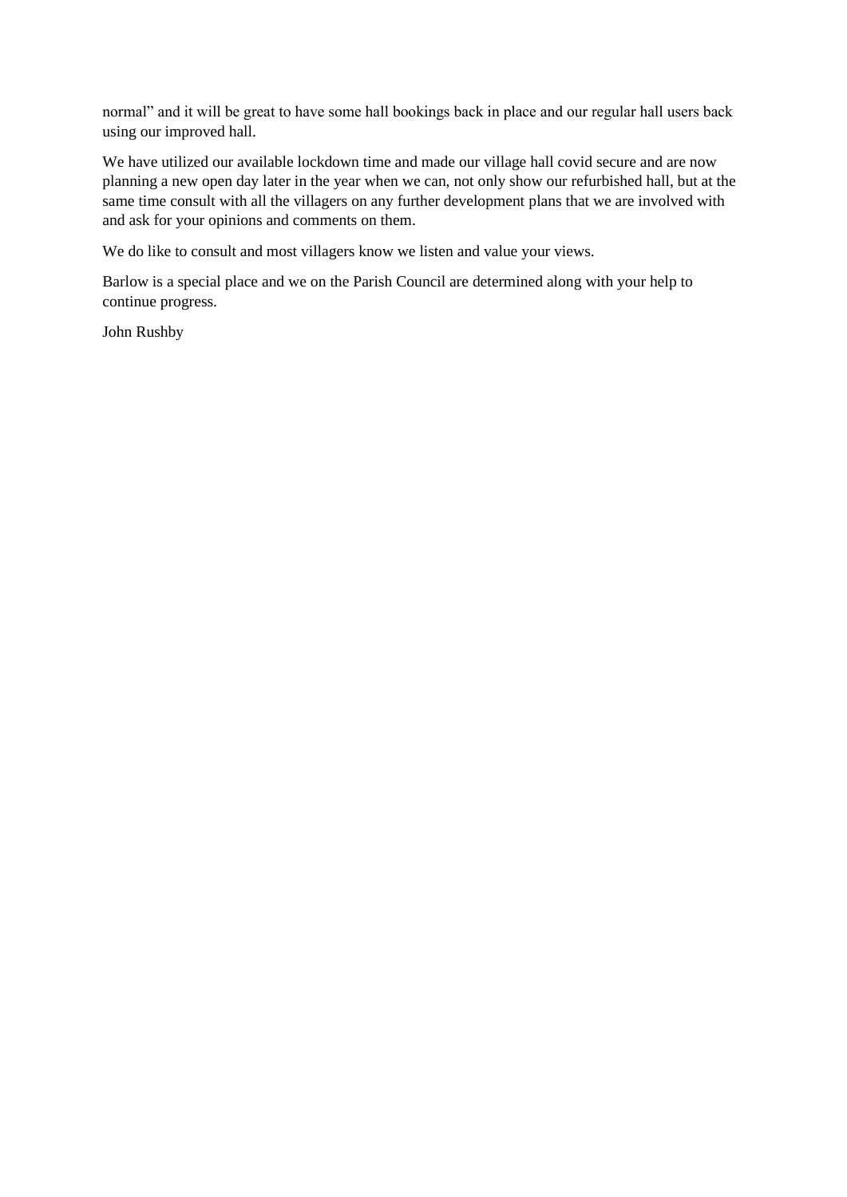normal" and it will be great to have some hall bookings back in place and our regular hall users back using our improved hall.

We have utilized our available lockdown time and made our village hall covid secure and are now planning a new open day later in the year when we can, not only show our refurbished hall, but at the same time consult with all the villagers on any further development plans that we are involved with and ask for your opinions and comments on them.

We do like to consult and most villagers know we listen and value your views.

Barlow is a special place and we on the Parish Council are determined along with your help to continue progress.

John Rushby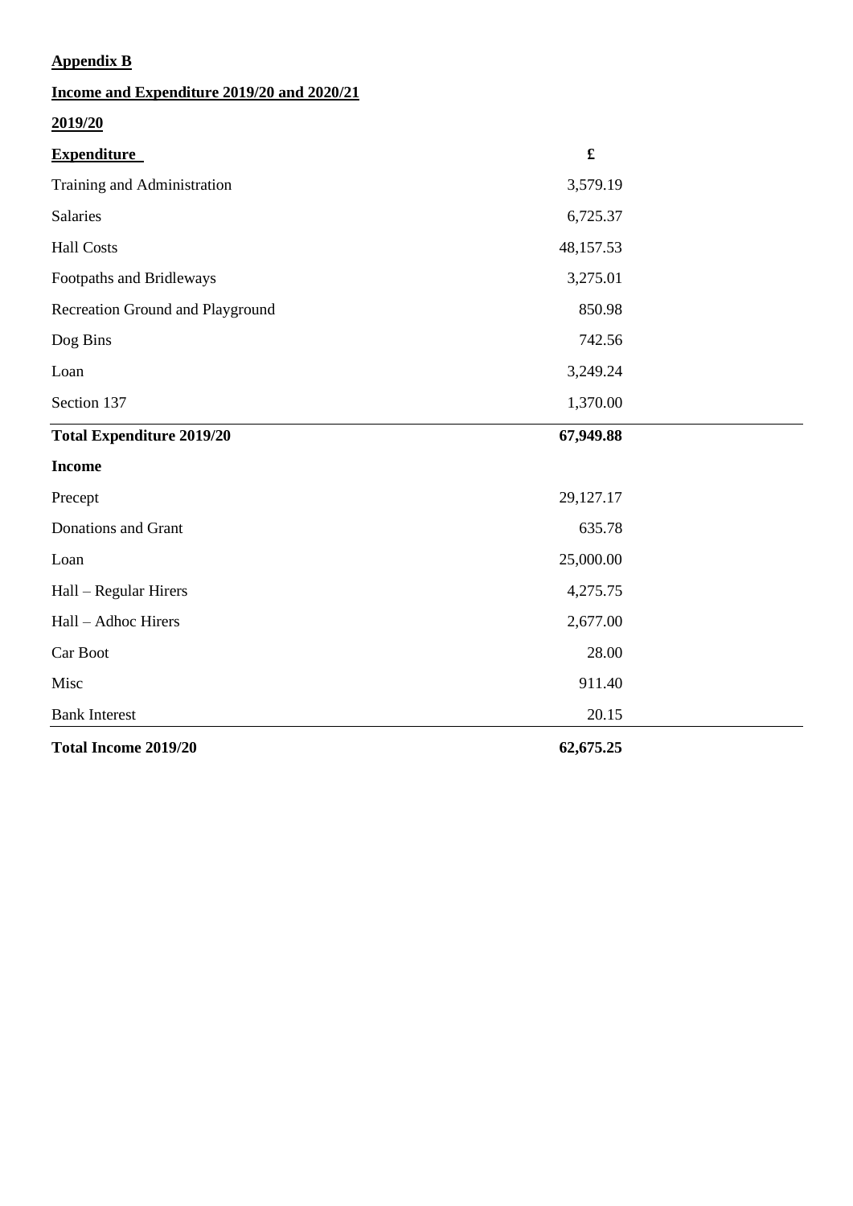**Appendix B**

**Income and Expenditure 2019/20 and 2020/21**

**2019/20**

| **Expenditure** | **£** |
|---|---|
| Training and Administration | 3,579.19 |
| Salaries | 6,725.37 |
| Hall Costs | 48,157.53 |
| Footpaths and Bridleways | 3,275.01 |
| Recreation Ground and Playground | 850.98 |
| Dog Bins | 742.56 |
| Loan | 3,249.24 |
| Section 137 | 1,370.00 |
| **Total Expenditure 2019/20** | **67,949.88** |
| **Income** | |
| Precept | 29,127.17 |
| Donations and Grant | 635.78 |
| Loan | 25,000.00 |
| Hall – Regular Hirers | 4,275.75 |
| Hall – Adhoc Hirers | 2,677.00 |
| Car Boot | 28.00 |
| Misc | 911.40 |
| Bank Interest | 20.15 |
| **Total Income 2019/20** | **62,675.25** |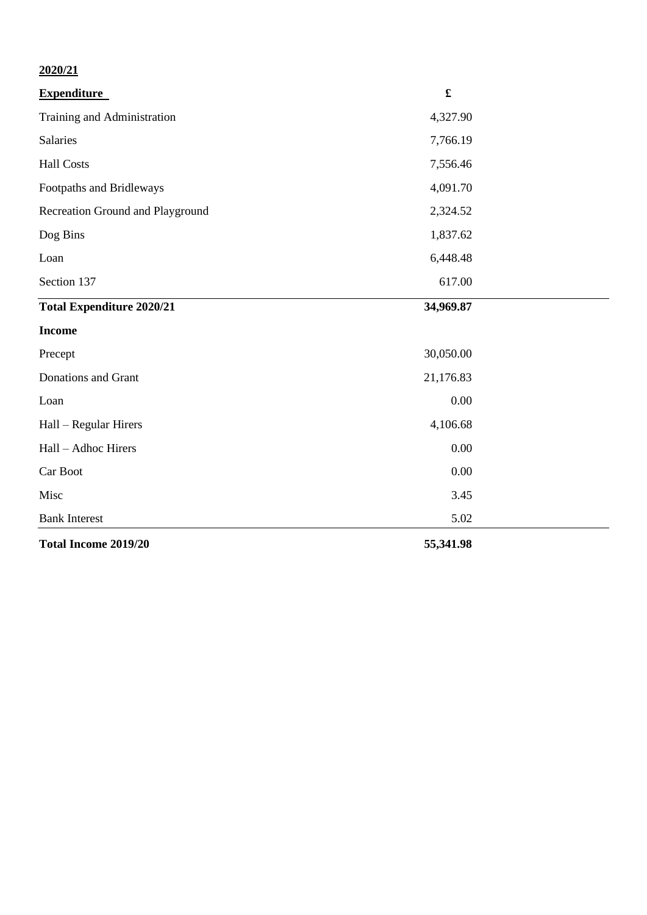**2020/21**

| **Expenditure** | **£** |
|---|---|
| Training and Administration | 4,327.90 |
| Salaries | 7,766.19 |
| Hall Costs | 7,556.46 |
| Footpaths and Bridleways | 4,091.70 |
| Recreation Ground and Playground | 2,324.52 |
| Dog Bins | 1,837.62 |
| Loan | 6,448.48 |
| Section 137 | 617.00 |
| **Total Expenditure 2020/21** | **34,969.87** |
| **Income** | |
| Precept | 30,050.00 |
| Donations and Grant | 21,176.83 |
| Loan | 0.00 |
| Hall – Regular Hirers | 4,106.68 |
| Hall – Adhoc Hirers | 0.00 |
| Car Boot | 0.00 |
| Misc | 3.45 |
| Bank Interest | 5.02 |
| **Total Income 2019/20** | **55,341.98** |